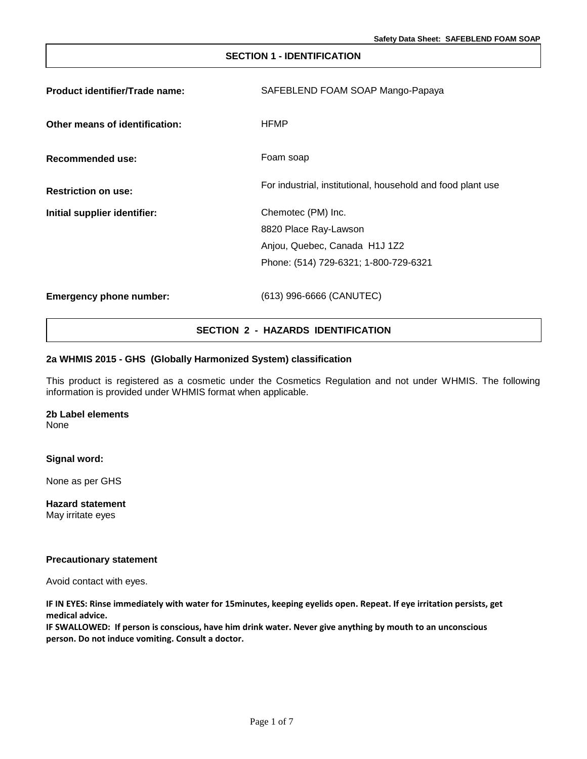## SECTION 1 - IDENTIFICATION

**Product identifier/Trade name:** SAFEBLEND FOAM SOAP Mango-Papaya

**Other means of identification:** HFMP

**Recommended use:** Foam soap

**Restriction on use:** For industrial, institutional, household and food plant use

**Initial supplier identifier:** Chemotec (PM) Inc.
8820 Place Ray-Lawson
Anjou, Quebec, Canada H1J 1Z2
Phone: (514) 729-6321; 1-800-729-6321

**Emergency phone number:** (613) 996-6666 (CANUTEC)

## SECTION 2 - HAZARDS IDENTIFICATION

### 2a WHMIS 2015 - GHS (Globally Harmonized System) classification

This product is registered as a cosmetic under the Cosmetics Regulation and not under WHMIS. The following information is provided under WHMIS format when applicable.

### 2b Label elements

None

**Signal word:**

None as per GHS

**Hazard statement**

May irritate eyes

**Precautionary statement**

Avoid contact with eyes.

**IF IN EYES: Rinse immediately with water for 15minutes, keeping eyelids open. Repeat. If eye irritation persists, get medical advice.**

**IF SWALLOWED: If person is conscious, have him drink water. Never give anything by mouth to an unconscious person. Do not induce vomiting. Consult a doctor.**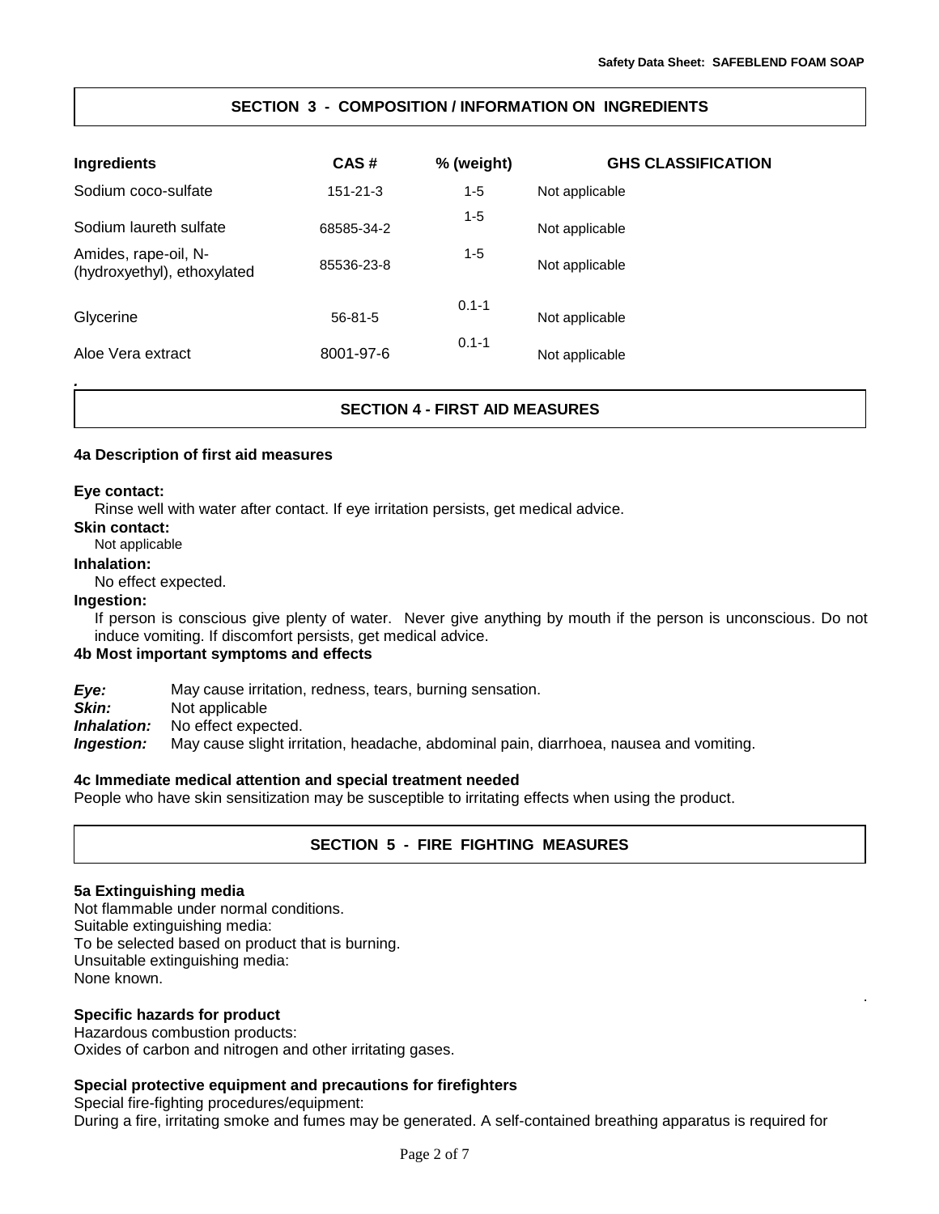## SECTION 3 - COMPOSITION / INFORMATION ON INGREDIENTS

| Ingredients | CAS # | % (weight) | GHS CLASSIFICATION |
|---|---|---|---|
| Sodium coco-sulfate | 151-21-3 | 1-5 | Not applicable |
| Sodium laureth sulfate | 68585-34-2 | 1-5 | Not applicable |
| Amides, rape-oil, N-(hydroxyethyl), ethoxylated | 85536-23-8 | 1-5 | Not applicable |
| Glycerine | 56-81-5 | 0.1-1 | Not applicable |
| Aloe Vera extract | 8001-97-6 | 0.1-1 | Not applicable |

## SECTION 4 - FIRST AID MEASURES

### 4a Description of first aid measures

**Eye contact:**
Rinse well with water after contact. If eye irritation persists, get medical advice.

**Skin contact:**
Not applicable

**Inhalation:**
No effect expected.

**Ingestion:**
If person is conscious give plenty of water. Never give anything by mouth if the person is unconscious. Do not induce vomiting. If discomfort persists, get medical advice.

### 4b Most important symptoms and effects

***Eye:*** May cause irritation, redness, tears, burning sensation.
***Skin:*** Not applicable
***Inhalation:*** No effect expected.
***Ingestion:*** May cause slight irritation, headache, abdominal pain, diarrhoea, nausea and vomiting.

### 4c Immediate medical attention and special treatment needed

People who have skin sensitization may be susceptible to irritating effects when using the product.

## SECTION 5 - FIRE FIGHTING MEASURES

### 5a Extinguishing media

Not flammable under normal conditions.
Suitable extinguishing media:
To be selected based on product that is burning.
Unsuitable extinguishing media:
None known.

### Specific hazards for product

Hazardous combustion products:
Oxides of carbon and nitrogen and other irritating gases.

### Special protective equipment and precautions for firefighters

Special fire-fighting procedures/equipment:
During a fire, irritating smoke and fumes may be generated. A self-contained breathing apparatus is required for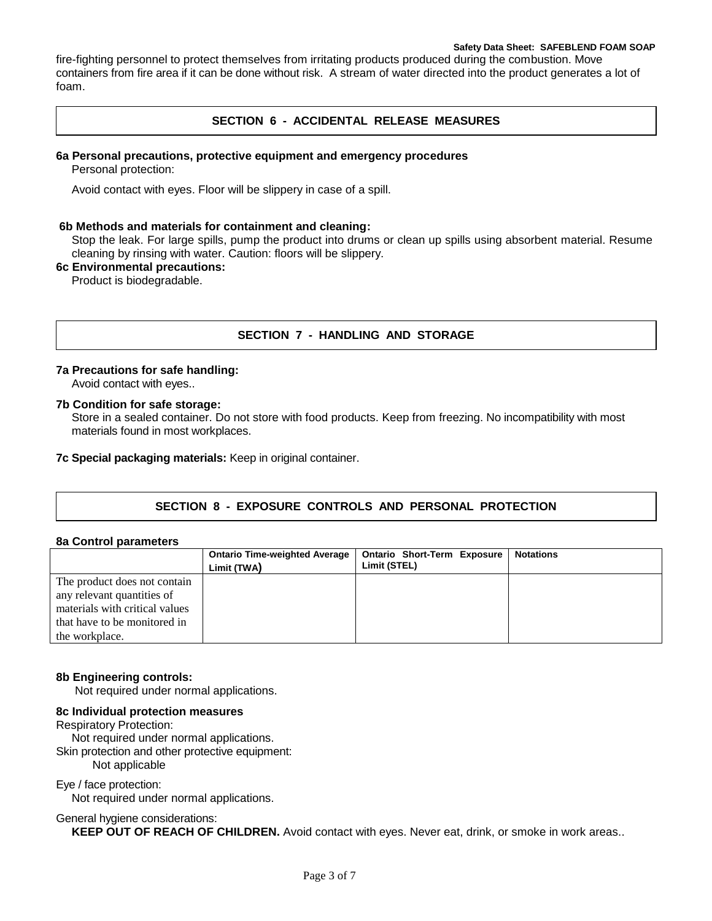fire-fighting personnel to protect themselves from irritating products produced during the combustion. Move containers from fire area if it can be done without risk. A stream of water directed into the product generates a lot of foam.

## SECTION 6 - ACCIDENTAL RELEASE MEASURES

**6a Personal precautions, protective equipment and emergency procedures**

Personal protection:

Avoid contact with eyes. Floor will be slippery in case of a spill.

**6b Methods and materials for containment and cleaning:**

Stop the leak. For large spills, pump the product into drums or clean up spills using absorbent material. Resume cleaning by rinsing with water. Caution: floors will be slippery.

**6c Environmental precautions:**

Product is biodegradable.

## SECTION 7 - HANDLING AND STORAGE

**7a Precautions for safe handling:**

Avoid contact with eyes..

**7b Condition for safe storage:**

Store in a sealed container. Do not store with food products. Keep from freezing. No incompatibility with most materials found in most workplaces.

**7c Special packaging materials:** Keep in original container.

## SECTION 8 - EXPOSURE CONTROLS AND PERSONAL PROTECTION

**8a Control parameters**

| | Ontario Time-weighted Average Limit (TWA) | Ontario Short-Term Exposure Limit (STEL) | Notations |
|---|---|---|---|
| The product does not contain any relevant quantities of materials with critical values that have to be monitored in the workplace. | | | |

**8b Engineering controls:**

Not required under normal applications.

**8c Individual protection measures**

Respiratory Protection:

Not required under normal applications.

Skin protection and other protective equipment:

Not applicable

Eye / face protection:

Not required under normal applications.

General hygiene considerations:

**KEEP OUT OF REACH OF CHILDREN.** Avoid contact with eyes. Never eat, drink, or smoke in work areas..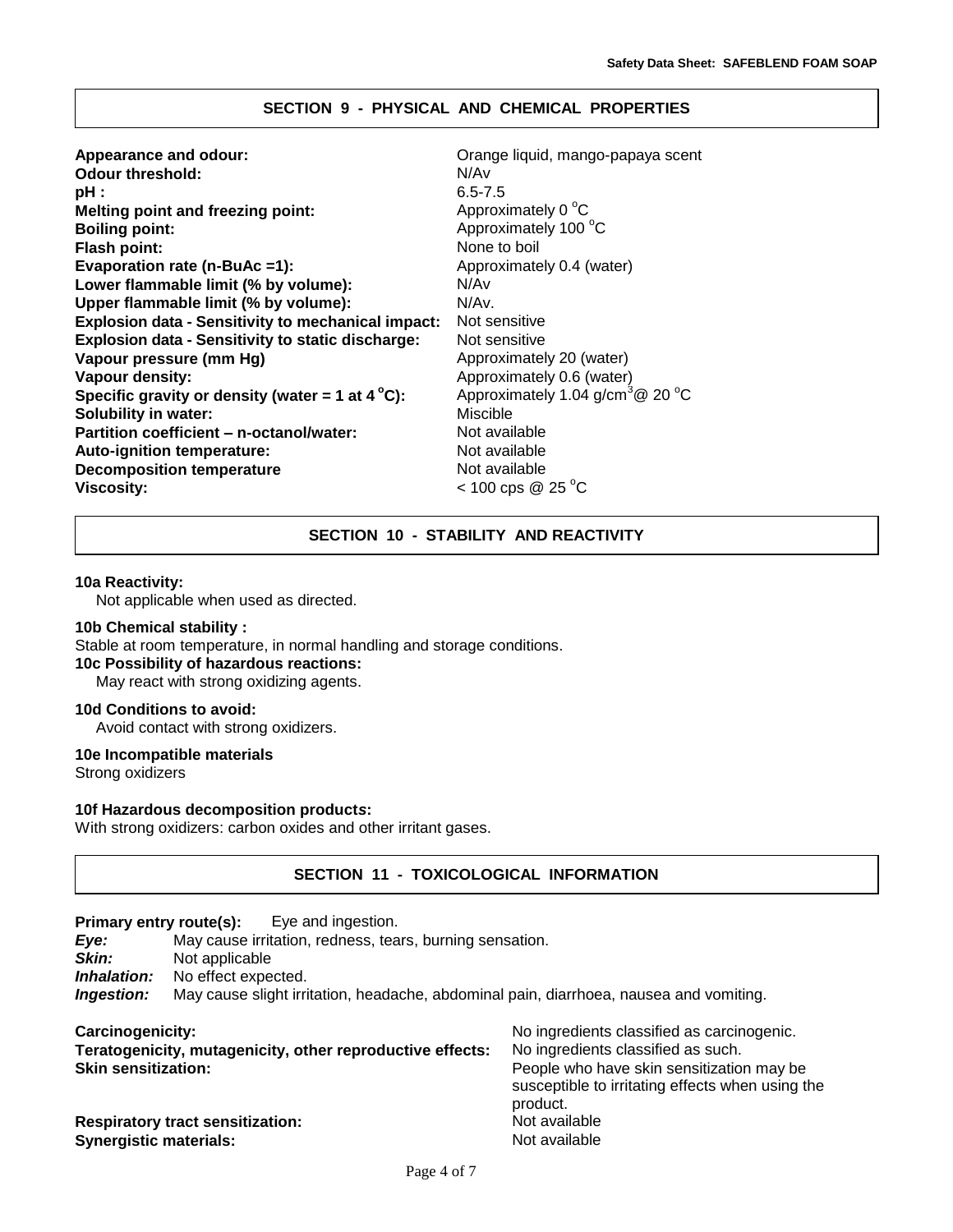## SECTION 9 - PHYSICAL AND CHEMICAL PROPERTIES

| | |
|---|---|
| **Appearance and odour:** | Orange liquid, mango-papaya scent |
| **Odour threshold:** | N/Av |
| **pH :** | 6.5-7.5 |
| **Melting point and freezing point:** | Approximately 0 °C |
| **Boiling point:** | Approximately 100 °C |
| **Flash point:** | None to boil |
| **Evaporation rate (n-BuAc =1):** | Approximately 0.4 (water) |
| **Lower flammable limit (% by volume):** | N/Av |
| **Upper flammable limit (% by volume):** | N/Av. |
| **Explosion data - Sensitivity to mechanical impact:** | Not sensitive |
| **Explosion data - Sensitivity to static discharge:** | Not sensitive |
| **Vapour pressure (mm Hg)** | Approximately 20 (water) |
| **Vapour density:** | Approximately 0.6 (water) |
| **Specific gravity or density (water = 1 at 4 °C):** | Approximately 1.04 g/cm$^3$@ 20 °C |
| **Solubility in water:** | Miscible |
| **Partition coefficient – n-octanol/water:** | Not available |
| **Auto-ignition temperature:** | Not available |
| **Decomposition temperature** | Not available |
| **Viscosity:** | < 100 cps @ 25 °C |

## SECTION 10 - STABILITY AND REACTIVITY

**10a Reactivity:**
Not applicable when used as directed.

**10b Chemical stability :**
Stable at room temperature, in normal handling and storage conditions.

**10c Possibility of hazardous reactions:**
May react with strong oxidizing agents.

**10d Conditions to avoid:**
Avoid contact with strong oxidizers.

**10e Incompatible materials**
Strong oxidizers

**10f Hazardous decomposition products:**
With strong oxidizers: carbon oxides and other irritant gases.

## SECTION 11 - TOXICOLOGICAL INFORMATION

**Primary entry route(s):** Eye and ingestion.

***Eye:*** May cause irritation, redness, tears, burning sensation.
***Skin:*** Not applicable
***Inhalation:*** No effect expected.
***Ingestion:*** May cause slight irritation, headache, abdominal pain, diarrhoea, nausea and vomiting.

| | |
|---|---|
| **Carcinogenicity:** | No ingredients classified as carcinogenic. |
| **Teratogenicity, mutagenicity, other reproductive effects:** | No ingredients classified as such. |
| **Skin sensitization:** | People who have skin sensitization may be susceptible to irritating effects when using the product. |
| **Respiratory tract sensitization:** | Not available |
| **Synergistic materials:** | Not available |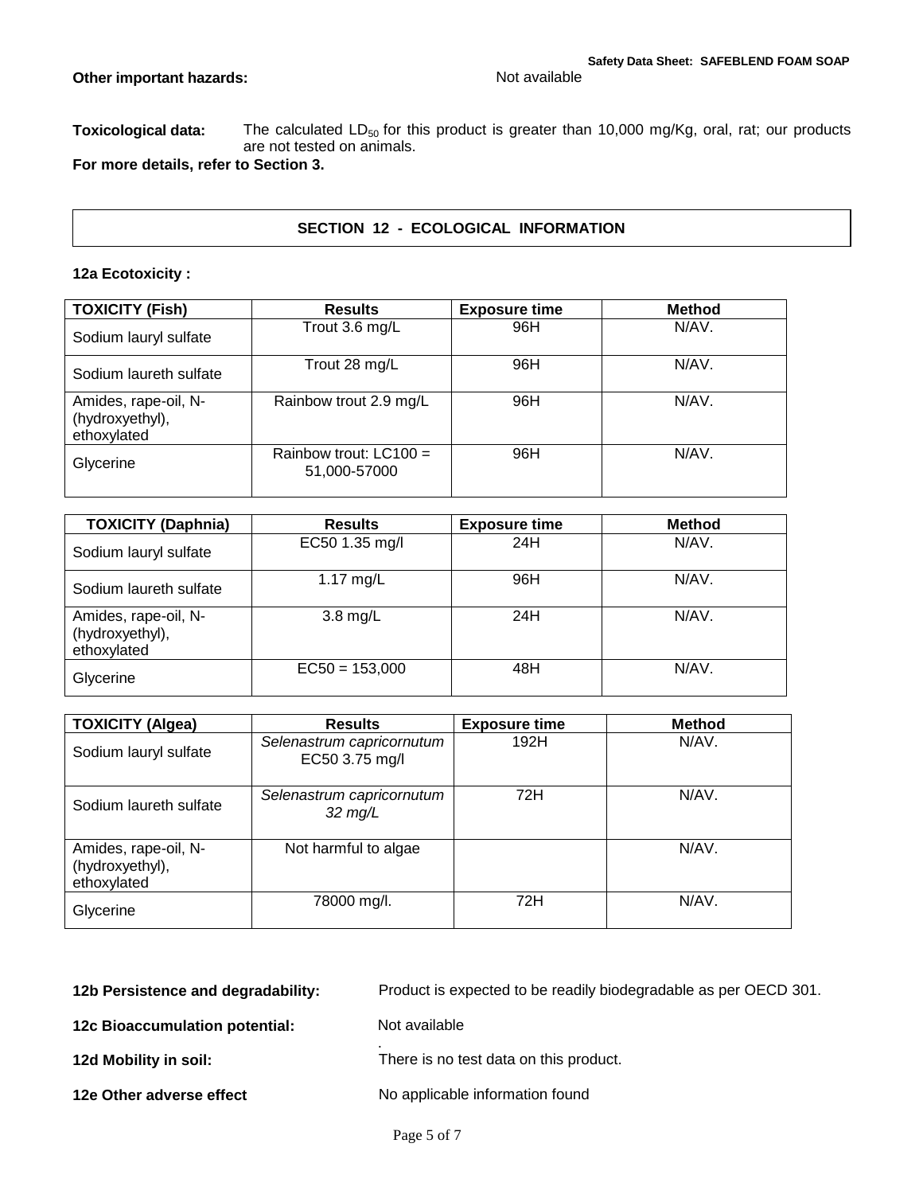**Other important hazards:** Not available

**Toxicological data:** The calculated $LD_{50}$ for this product is greater than 10,000 mg/Kg, oral, rat; our products are not tested on animals.

**For more details, refer to Section 3.**

## SECTION 12 - ECOLOGICAL INFORMATION

**12a Ecotoxicity :**

| TOXICITY (Fish) | Results | Exposure time | Method |
|---|---|---|---|
| Sodium lauryl sulfate | Trout 3.6 mg/L | 96H | N/AV. |
| Sodium laureth sulfate | Trout 28 mg/L | 96H | N/AV. |
| Amides, rape-oil, N-(hydroxyethyl), ethoxylated | Rainbow trout 2.9 mg/L | 96H | N/AV. |
| Glycerine | Rainbow trout: LC100 = 51,000-57000 | 96H | N/AV. |

| TOXICITY (Daphnia) | Results | Exposure time | Method |
|---|---|---|---|
| Sodium lauryl sulfate | EC50 1.35 mg/l | 24H | N/AV. |
| Sodium laureth sulfate | 1.17 mg/L | 96H | N/AV. |
| Amides, rape-oil, N-(hydroxyethyl), ethoxylated | 3.8 mg/L | 24H | N/AV. |
| Glycerine | EC50 = 153,000 | 48H | N/AV. |

| TOXICITY (Algea) | Results | Exposure time | Method |
|---|---|---|---|
| Sodium lauryl sulfate | *Selenastrum capricornutum* EC50 3.75 mg/l | 192H | N/AV. |
| Sodium laureth sulfate | *Selenastrum capricornutum 32 mg/L* | 72H | N/AV. |
| Amides, rape-oil, N-(hydroxyethyl), ethoxylated | Not harmful to algae | | N/AV. |
| Glycerine | 78000 mg/l. | 72H | N/AV. |

**12b Persistence and degradability:** Product is expected to be readily biodegradable as per OECD 301.

**12c Bioaccumulation potential:** Not available

**12d Mobility in soil:** There is no test data on this product.

**12e Other adverse effect** No applicable information found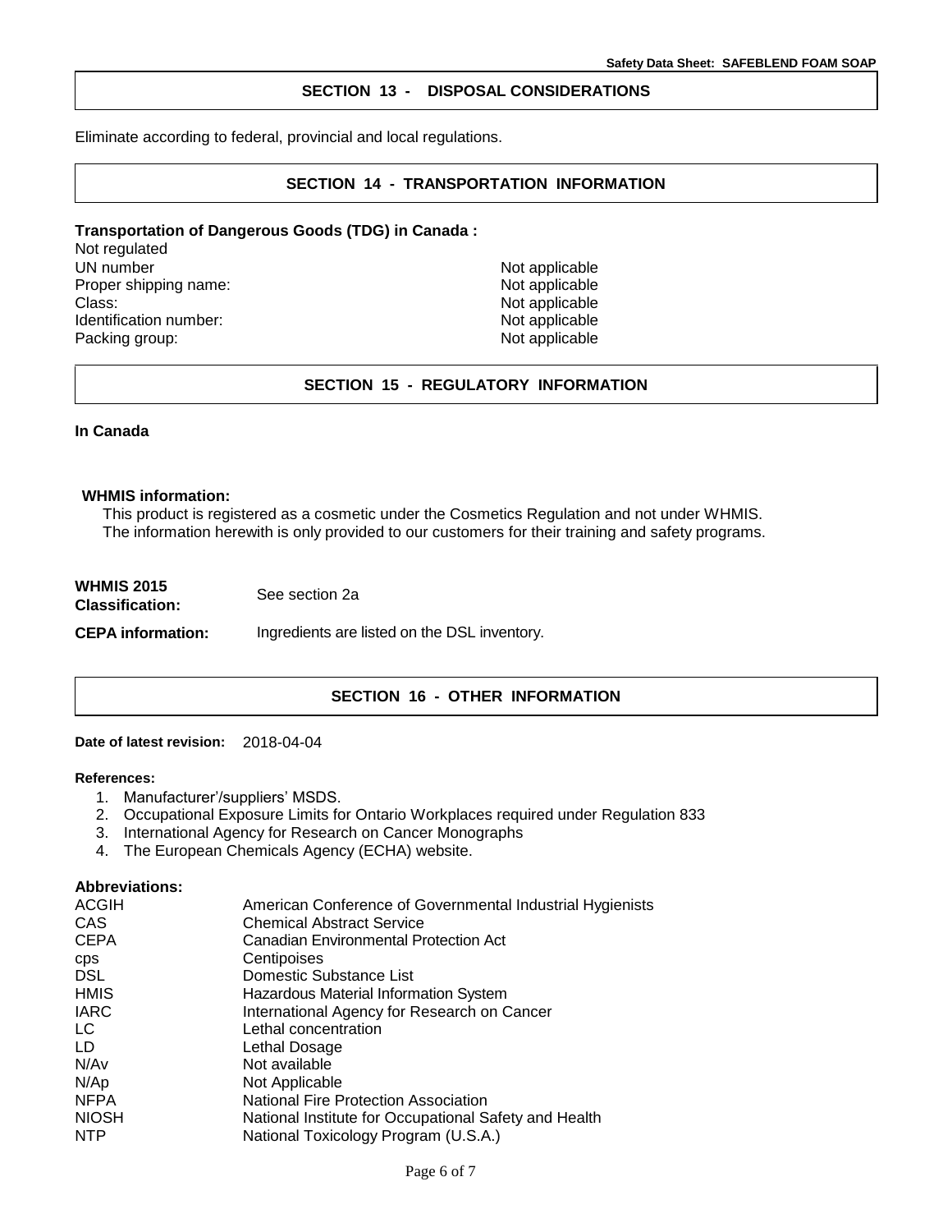## SECTION 13 - DISPOSAL CONSIDERATIONS

Eliminate according to federal, provincial and local regulations.

## SECTION 14 - TRANSPORTATION INFORMATION

**Transportation of Dangerous Goods (TDG) in Canada :**

Not regulated

| | |
|---|---|
| UN number | Not applicable |
| Proper shipping name: | Not applicable |
| Class: | Not applicable |
| Identification number: | Not applicable |
| Packing group: | Not applicable |

## SECTION 15 - REGULATORY INFORMATION

**In Canada**

**WHMIS information:**

This product is registered as a cosmetic under the Cosmetics Regulation and not under WHMIS. The information herewith is only provided to our customers for their training and safety programs.

**WHMIS 2015 Classification:** See section 2a

**CEPA information:** Ingredients are listed on the DSL inventory.

## SECTION 16 - OTHER INFORMATION

**Date of latest revision:** 2018-04-04

**References:**

1. Manufacturer'/suppliers' MSDS.
2. Occupational Exposure Limits for Ontario Workplaces required under Regulation 833
3. International Agency for Research on Cancer Monographs
4. The European Chemicals Agency (ECHA) website.

**Abbreviations:**

| | |
|---|---|
| ACGIH | American Conference of Governmental Industrial Hygienists |
| CAS | Chemical Abstract Service |
| CEPA | Canadian Environmental Protection Act |
| cps | Centipoises |
| DSL | Domestic Substance List |
| HMIS | Hazardous Material Information System |
| IARC | International Agency for Research on Cancer |
| LC | Lethal concentration |
| LD | Lethal Dosage |
| N/Av | Not available |
| N/Ap | Not Applicable |
| NFPA | National Fire Protection Association |
| NIOSH | National Institute for Occupational Safety and Health |
| NTP | National Toxicology Program (U.S.A.) |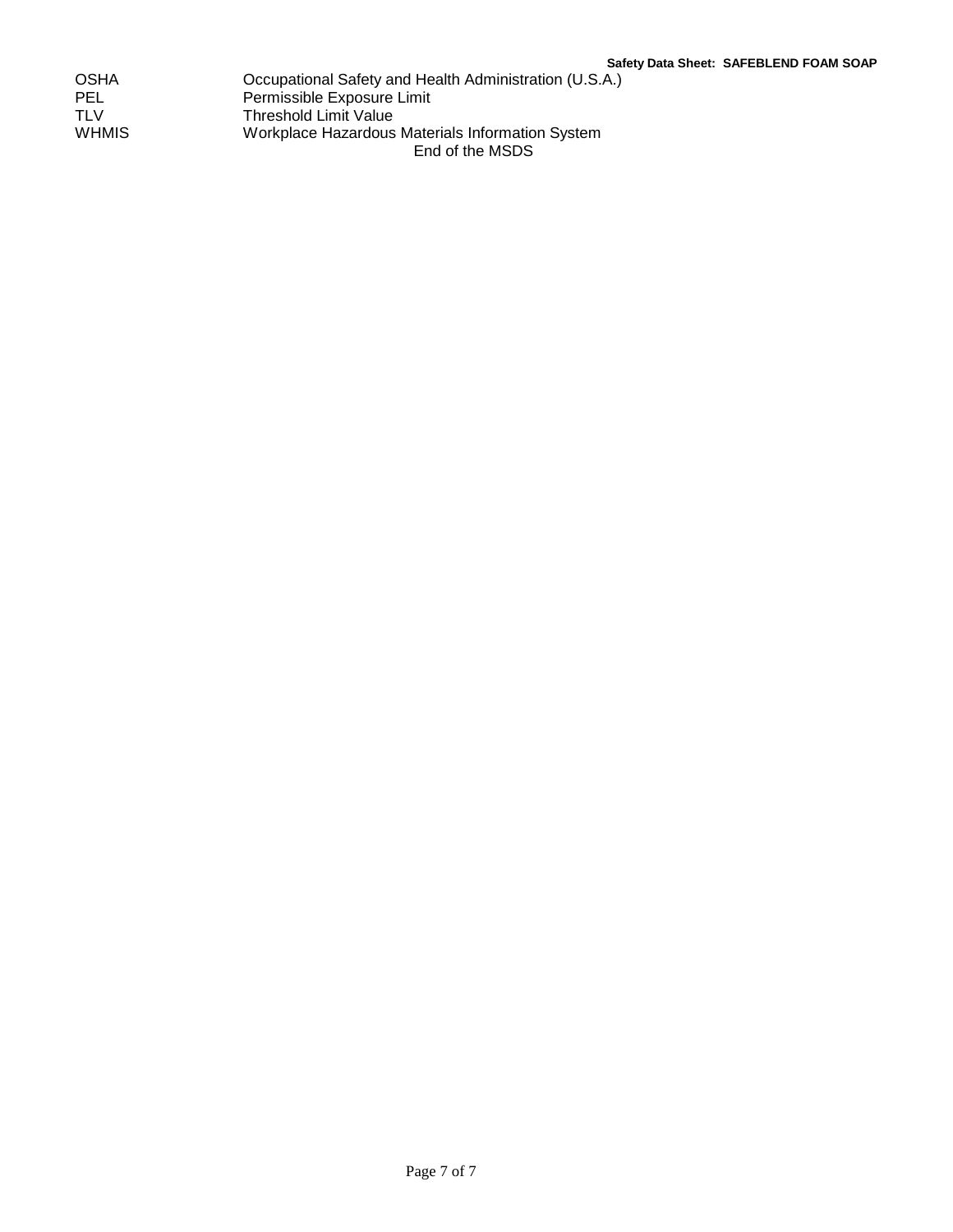| | |
|---|---|
| OSHA | Occupational Safety and Health Administration (U.S.A.) |
| PEL | Permissible Exposure Limit |
| TLV | Threshold Limit Value |
| WHMIS | Workplace Hazardous Materials Information System |

End of the MSDS